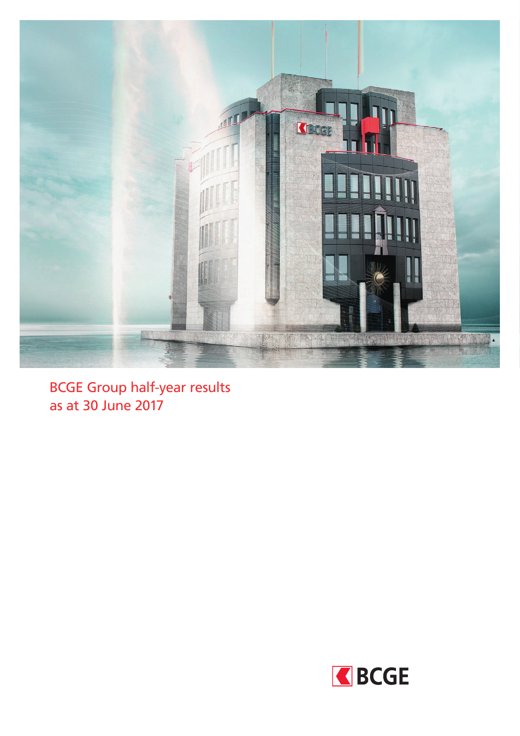# BCGE Group half-year results as at 30 June 2017

BCGE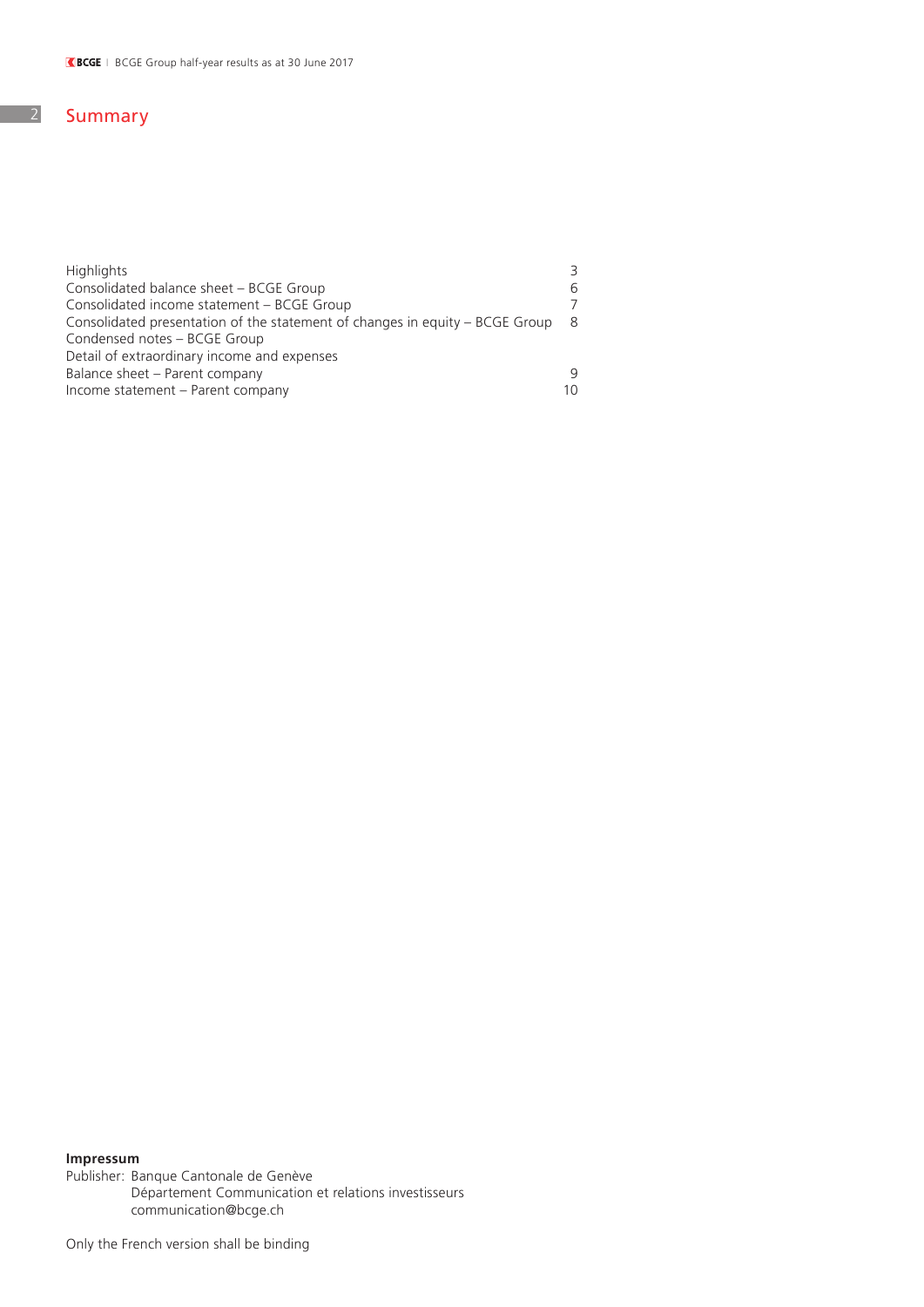# Summary

| | |
|---|---|
| Highlights | 3 |
| Consolidated balance sheet – BCGE Group | 6 |
| Consolidated income statement – BCGE Group | 7 |
| Consolidated presentation of the statement of changes in equity – BCGE Group | 8 |
| Condensed notes – BCGE Group | |
| Detail of extraordinary income and expenses | |
| Balance sheet – Parent company | 9 |
| Income statement – Parent company | 10 |

**Impressum**

Publisher: Banque Cantonale de Genève
Département Communication et relations investisseurs
communication@bcge.ch

Only the French version shall be binding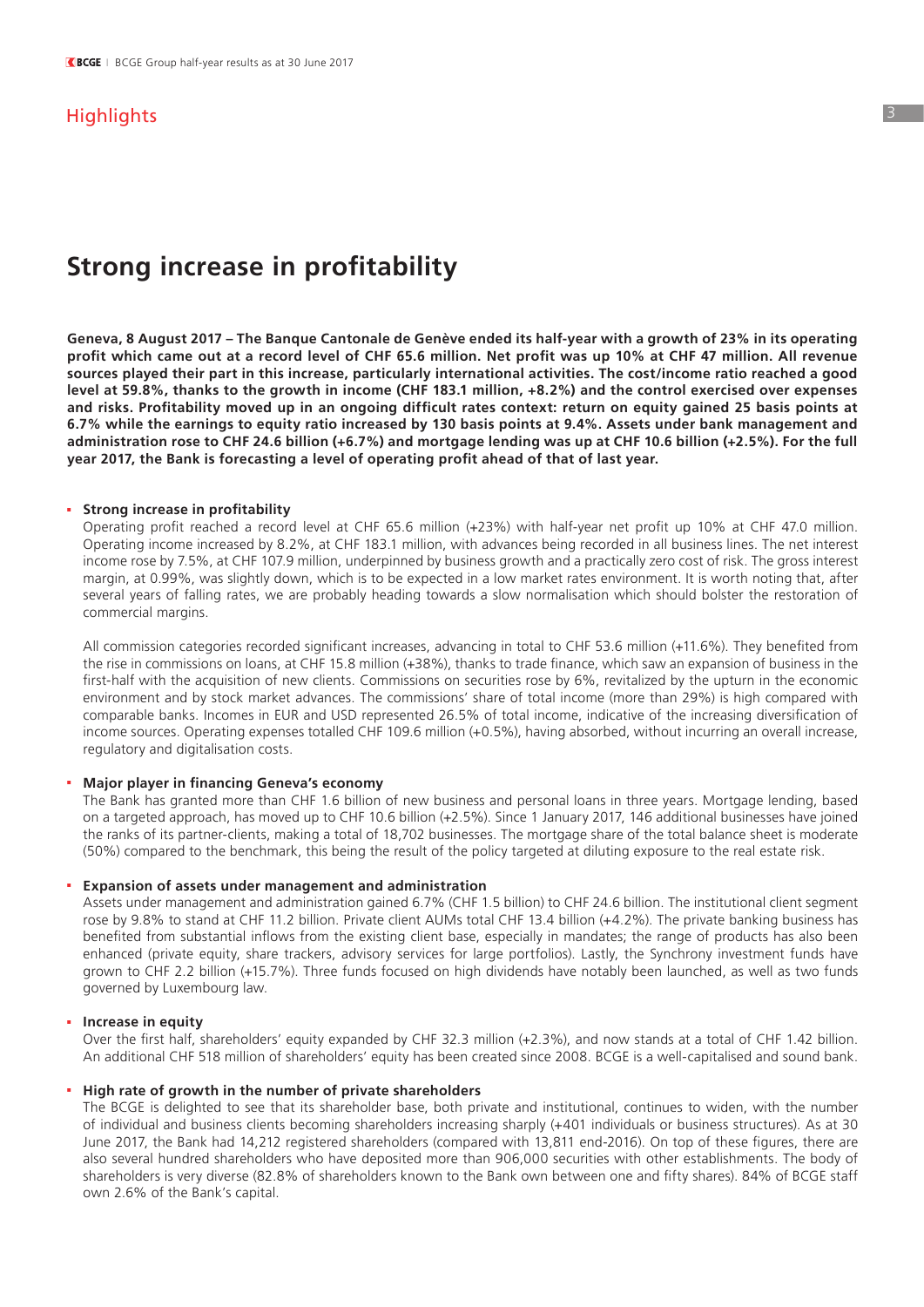## Highlights

# Strong increase in profitability

**Geneva, 8 August 2017 – The Banque Cantonale de Genève ended its half-year with a growth of 23% in its operating profit which came out at a record level of CHF 65.6 million. Net profit was up 10% at CHF 47 million. All revenue sources played their part in this increase, particularly international activities. The cost/income ratio reached a good level at 59.8%, thanks to the growth in income (CHF 183.1 million, +8.2%) and the control exercised over expenses and risks. Profitability moved up in an ongoing difficult rates context: return on equity gained 25 basis points at 6.7% while the earnings to equity ratio increased by 130 basis points at 9.4%. Assets under bank management and administration rose to CHF 24.6 billion (+6.7%) and mortgage lending was up at CHF 10.6 billion (+2.5%). For the full year 2017, the Bank is forecasting a level of operating profit ahead of that of last year.**

- **Strong increase in profitability**
  Operating profit reached a record level at CHF 65.6 million (+23%) with half-year net profit up 10% at CHF 47.0 million. Operating income increased by 8.2%, at CHF 183.1 million, with advances being recorded in all business lines. The net interest income rose by 7.5%, at CHF 107.9 million, underpinned by business growth and a practically zero cost of risk. The gross interest margin, at 0.99%, was slightly down, which is to be expected in a low market rates environment. It is worth noting that, after several years of falling rates, we are probably heading towards a slow normalisation which should bolster the restoration of commercial margins.

  All commission categories recorded significant increases, advancing in total to CHF 53.6 million (+11.6%). They benefited from the rise in commissions on loans, at CHF 15.8 million (+38%), thanks to trade finance, which saw an expansion of business in the first-half with the acquisition of new clients. Commissions on securities rose by 6%, revitalized by the upturn in the economic environment and by stock market advances. The commissions' share of total income (more than 29%) is high compared with comparable banks. Incomes in EUR and USD represented 26.5% of total income, indicative of the increasing diversification of income sources. Operating expenses totalled CHF 109.6 million (+0.5%), having absorbed, without incurring an overall increase, regulatory and digitalisation costs.

- **Major player in financing Geneva's economy**
  The Bank has granted more than CHF 1.6 billion of new business and personal loans in three years. Mortgage lending, based on a targeted approach, has moved up to CHF 10.6 billion (+2.5%). Since 1 January 2017, 146 additional businesses have joined the ranks of its partner-clients, making a total of 18,702 businesses. The mortgage share of the total balance sheet is moderate (50%) compared to the benchmark, this being the result of the policy targeted at diluting exposure to the real estate risk.

- **Expansion of assets under management and administration**
  Assets under management and administration gained 6.7% (CHF 1.5 billion) to CHF 24.6 billion. The institutional client segment rose by 9.8% to stand at CHF 11.2 billion. Private client AUMs total CHF 13.4 billion (+4.2%). The private banking business has benefited from substantial inflows from the existing client base, especially in mandates; the range of products has also been enhanced (private equity, share trackers, advisory services for large portfolios). Lastly, the Synchrony investment funds have grown to CHF 2.2 billion (+15.7%). Three funds focused on high dividends have notably been launched, as well as two funds governed by Luxembourg law.

- **Increase in equity**
  Over the first half, shareholders' equity expanded by CHF 32.3 million (+2.3%), and now stands at a total of CHF 1.42 billion. An additional CHF 518 million of shareholders' equity has been created since 2008. BCGE is a well-capitalised and sound bank.

- **High rate of growth in the number of private shareholders**
  The BCGE is delighted to see that its shareholder base, both private and institutional, continues to widen, with the number of individual and business clients becoming shareholders increasing sharply (+401 individuals or business structures). As at 30 June 2017, the Bank had 14,212 registered shareholders (compared with 13,811 end-2016). On top of these figures, there are also several hundred shareholders who have deposited more than 906,000 securities with other establishments. The body of shareholders is very diverse (82.8% of shareholders known to the Bank own between one and fifty shares). 84% of BCGE staff own 2.6% of the Bank's capital.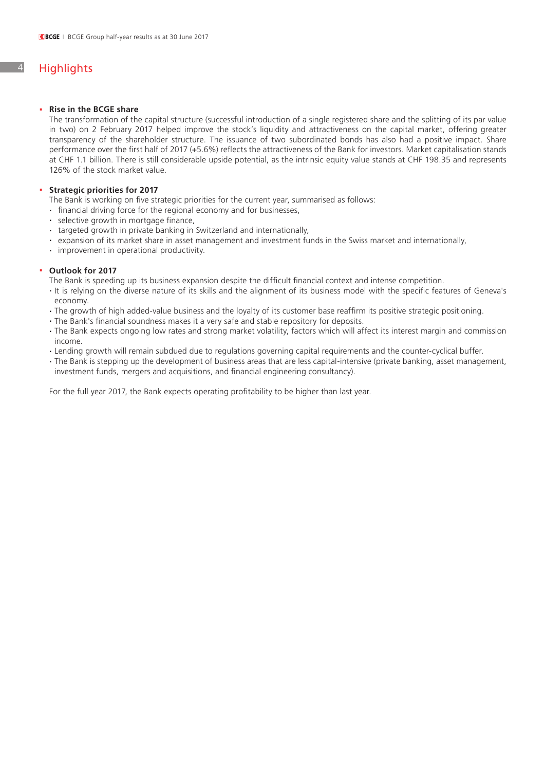# Highlights

- **Rise in the BCGE share**

  The transformation of the capital structure (successful introduction of a single registered share and the splitting of its par value in two) on 2 February 2017 helped improve the stock's liquidity and attractiveness on the capital market, offering greater transparency of the shareholder structure. The issuance of two subordinated bonds has also had a positive impact. Share performance over the first half of 2017 (+5.6%) reflects the attractiveness of the Bank for investors. Market capitalisation stands at CHF 1.1 billion. There is still considerable upside potential, as the intrinsic equity value stands at CHF 198.35 and represents 126% of the stock market value.

- **Strategic priorities for 2017**

  The Bank is working on five strategic priorities for the current year, summarised as follows:
  - financial driving force for the regional economy and for businesses,
  - selective growth in mortgage finance,
  - targeted growth in private banking in Switzerland and internationally,
  - expansion of its market share in asset management and investment funds in the Swiss market and internationally,
  - improvement in operational productivity.

- **Outlook for 2017**

  The Bank is speeding up its business expansion despite the difficult financial context and intense competition.
  - It is relying on the diverse nature of its skills and the alignment of its business model with the specific features of Geneva's economy.
  - The growth of high added-value business and the loyalty of its customer base reaffirm its positive strategic positioning.
  - The Bank's financial soundness makes it a very safe and stable repository for deposits.
  - The Bank expects ongoing low rates and strong market volatility, factors which will affect its interest margin and commission income.
  - Lending growth will remain subdued due to regulations governing capital requirements and the counter-cyclical buffer.
  - The Bank is stepping up the development of business areas that are less capital-intensive (private banking, asset management, investment funds, mergers and acquisitions, and financial engineering consultancy).

  For the full year 2017, the Bank expects operating profitability to be higher than last year.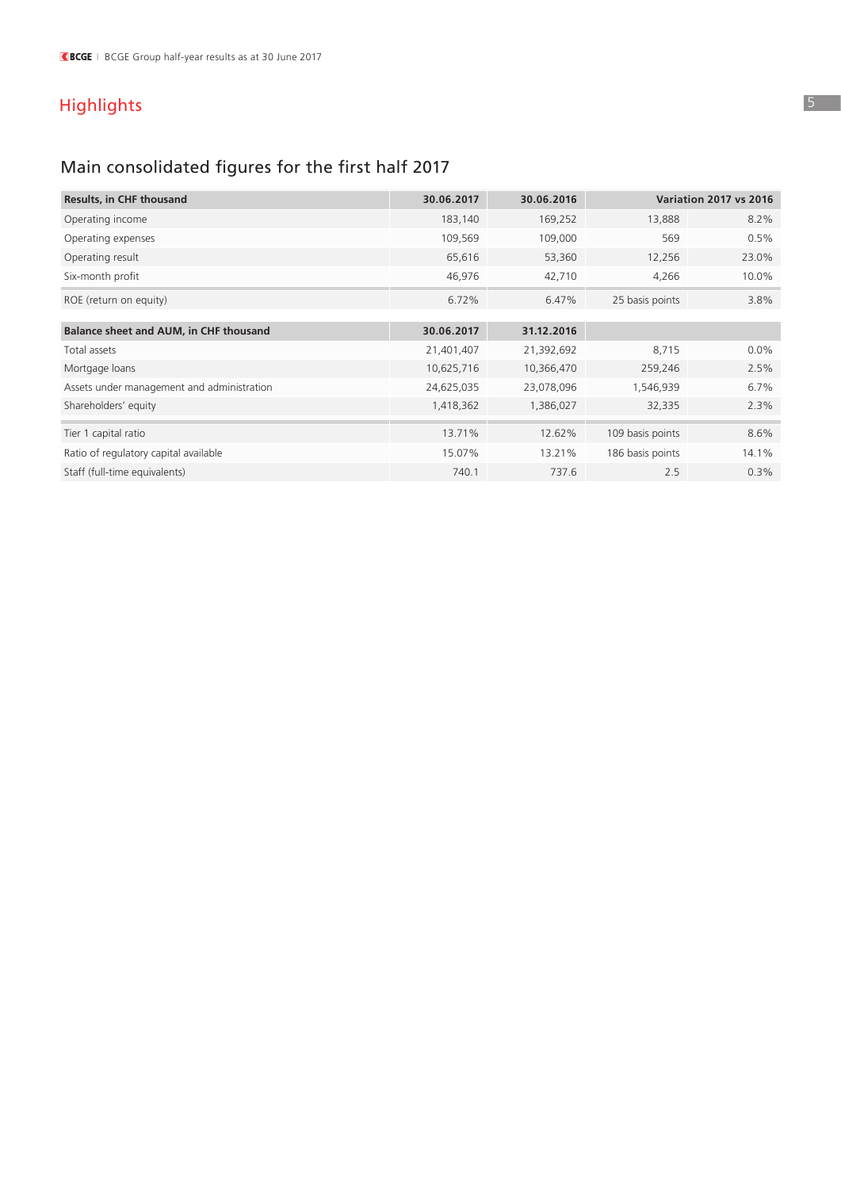## Highlights

### Main consolidated figures for the first half 2017

| Results, in CHF thousand | 30.06.2017 | 30.06.2016 | Variation 2017 vs 2016 | |
|---|---|---|---|---|
| Operating income | 183,140 | 169,252 | 13,888 | 8.2% |
| Operating expenses | 109,569 | 109,000 | 569 | 0.5% |
| Operating result | 65,616 | 53,360 | 12,256 | 23.0% |
| Six-month profit | 46,976 | 42,710 | 4,266 | 10.0% |
| ROE (return on equity) | 6.72% | 6.47% | 25 basis points | 3.8% |

| Balance sheet and AUM, in CHF thousand | 30.06.2017 | 31.12.2016 | | |
|---|---|---|---|---|
| Total assets | 21,401,407 | 21,392,692 | 8,715 | 0.0% |
| Mortgage loans | 10,625,716 | 10,366,470 | 259,246 | 2.5% |
| Assets under management and administration | 24,625,035 | 23,078,096 | 1,546,939 | 6.7% |
| Shareholders’ equity | 1,418,362 | 1,386,027 | 32,335 | 2.3% |
| Tier 1 capital ratio | 13.71% | 12.62% | 109 basis points | 8.6% |
| Ratio of regulatory capital available | 15.07% | 13.21% | 186 basis points | 14.1% |
| Staff (full-time equivalents) | 740.1 | 737.6 | 2.5 | 0.3% |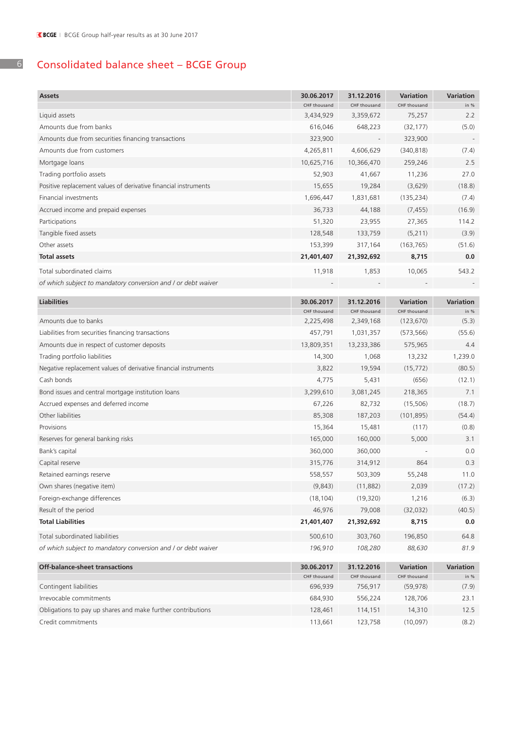# Consolidated balance sheet – BCGE Group

| Assets | 30.06.2017 | 31.12.2016 | Variation | Variation |
|---|---|---|---|---|
| | CHF thousand | CHF thousand | CHF thousand | in % |
| Liquid assets | 3,434,929 | 3,359,672 | 75,257 | 2.2 |
| Amounts due from banks | 616,046 | 648,223 | (32,177) | (5.0) |
| Amounts due from securities financing transactions | 323,900 | - | 323,900 | - |
| Amounts due from customers | 4,265,811 | 4,606,629 | (340,818) | (7.4) |
| Mortgage loans | 10,625,716 | 10,366,470 | 259,246 | 2.5 |
| Trading portfolio assets | 52,903 | 41,667 | 11,236 | 27.0 |
| Positive replacement values of derivative financial instruments | 15,655 | 19,284 | (3,629) | (18.8) |
| Financial investments | 1,696,447 | 1,831,681 | (135,234) | (7.4) |
| Accrued income and prepaid expenses | 36,733 | 44,188 | (7,455) | (16.9) |
| Participations | 51,320 | 23,955 | 27,365 | 114.2 |
| Tangible fixed assets | 128,548 | 133,759 | (5,211) | (3.9) |
| Other assets | 153,399 | 317,164 | (163,765) | (51.6) |
| **Total assets** | **21,401,407** | **21,392,692** | **8,715** | **0.0** |
| Total subordinated claims | 11,918 | 1,853 | 10,065 | 543.2 |
| *of which subject to mandatory conversion and / or debt waiver* | - | - | - | - |

| Liabilities | 30.06.2017 | 31.12.2016 | Variation | Variation |
|---|---|---|---|---|
| | CHF thousand | CHF thousand | CHF thousand | in % |
| Amounts due to banks | 2,225,498 | 2,349,168 | (123,670) | (5.3) |
| Liabilities from securities financing transactions | 457,791 | 1,031,357 | (573,566) | (55.6) |
| Amounts due in respect of customer deposits | 13,809,351 | 13,233,386 | 575,965 | 4.4 |
| Trading portfolio liabilities | 14,300 | 1,068 | 13,232 | 1,239.0 |
| Negative replacement values of derivative financial instruments | 3,822 | 19,594 | (15,772) | (80.5) |
| Cash bonds | 4,775 | 5,431 | (656) | (12.1) |
| Bond issues and central mortgage institution loans | 3,299,610 | 3,081,245 | 218,365 | 7.1 |
| Accrued expenses and deferred income | 67,226 | 82,732 | (15,506) | (18.7) |
| Other liabilities | 85,308 | 187,203 | (101,895) | (54.4) |
| Provisions | 15,364 | 15,481 | (117) | (0.8) |
| Reserves for general banking risks | 165,000 | 160,000 | 5,000 | 3.1 |
| Bank's capital | 360,000 | 360,000 | - | 0.0 |
| Capital reserve | 315,776 | 314,912 | 864 | 0.3 |
| Retained earnings reserve | 558,557 | 503,309 | 55,248 | 11.0 |
| Own shares (negative item) | (9,843) | (11,882) | 2,039 | (17.2) |
| Foreign-exchange differences | (18,104) | (19,320) | 1,216 | (6.3) |
| Result of the period | 46,976 | 79,008 | (32,032) | (40.5) |
| **Total Liabilities** | **21,401,407** | **21,392,692** | **8,715** | **0.0** |
| Total subordinated liabilities | 500,610 | 303,760 | 196,850 | 64.8 |
| *of which subject to mandatory conversion and / or debt waiver* | *196,910* | *108,280* | *88,630* | *81.9* |

| Off-balance-sheet transactions | 30.06.2017 | 31.12.2016 | Variation | Variation |
|---|---|---|---|---|
| | CHF thousand | CHF thousand | CHF thousand | in % |
| Contingent liabilities | 696,939 | 756,917 | (59,978) | (7.9) |
| Irrevocable commitments | 684,930 | 556,224 | 128,706 | 23.1 |
| Obligations to pay up shares and make further contributions | 128,461 | 114,151 | 14,310 | 12.5 |
| Credit commitments | 113,661 | 123,758 | (10,097) | (8.2) |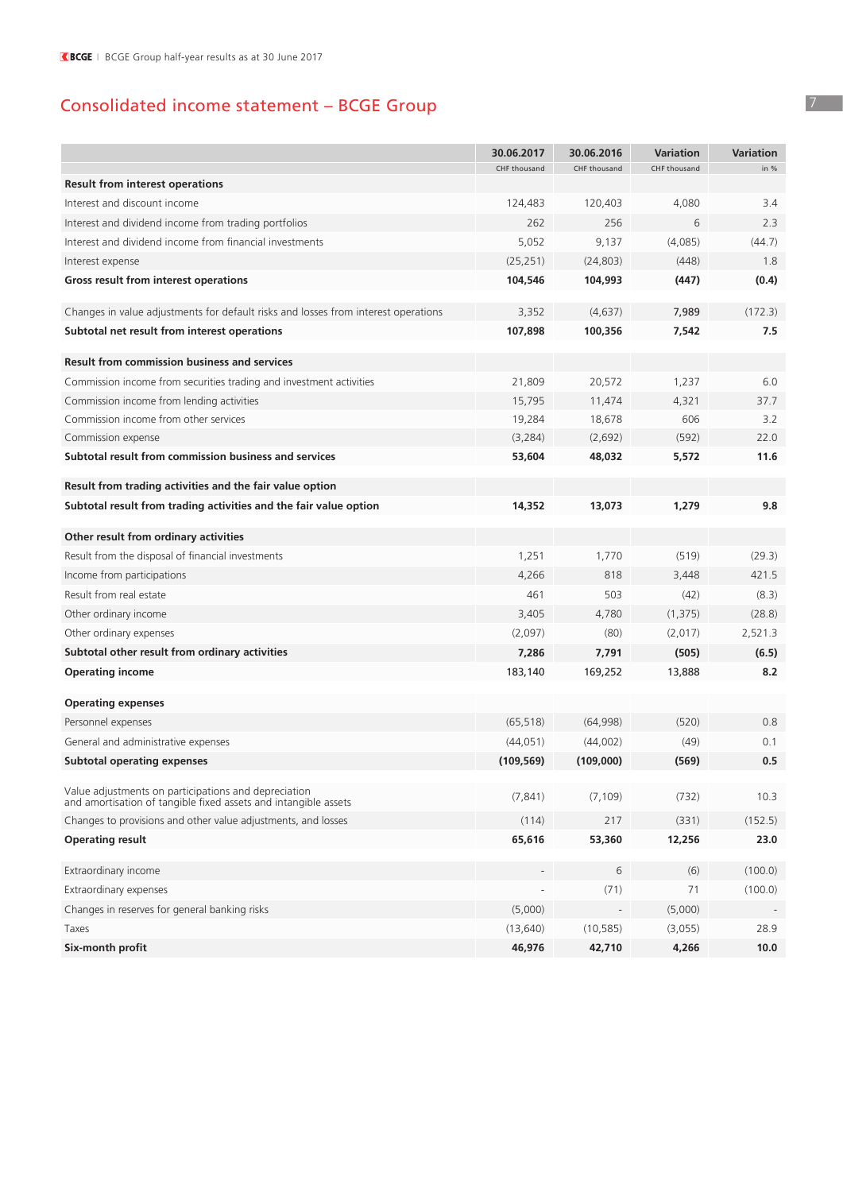## Consolidated income statement – BCGE Group

| | 30.06.2017<br>CHF thousand | 30.06.2016<br>CHF thousand | Variation<br>CHF thousand | Variation<br>in % |
|---|---|---|---|---|
| **Result from interest operations** | | | | |
| Interest and discount income | 124,483 | 120,403 | 4,080 | 3.4 |
| Interest and dividend income from trading portfolios | 262 | 256 | 6 | 2.3 |
| Interest and dividend income from financial investments | 5,052 | 9,137 | (4,085) | (44.7) |
| Interest expense | (25,251) | (24,803) | (448) | 1.8 |
| **Gross result from interest operations** | **104,546** | **104,993** | **(447)** | **(0.4)** |
| Changes in value adjustments for default risks and losses from interest operations | 3,352 | (4,637) | 7,989 | (172.3) |
| **Subtotal net result from interest operations** | **107,898** | **100,356** | **7,542** | **7.5** |
| **Result from commission business and services** | | | | |
| Commission income from securities trading and investment activities | 21,809 | 20,572 | 1,237 | 6.0 |
| Commission income from lending activities | 15,795 | 11,474 | 4,321 | 37.7 |
| Commission income from other services | 19,284 | 18,678 | 606 | 3.2 |
| Commission expense | (3,284) | (2,692) | (592) | 22.0 |
| **Subtotal result from commission business and services** | **53,604** | **48,032** | **5,572** | **11.6** |
| **Result from trading activities and the fair value option** | | | | |
| **Subtotal result from trading activities and the fair value option** | **14,352** | **13,073** | **1,279** | **9.8** |
| **Other result from ordinary activities** | | | | |
| Result from the disposal of financial investments | 1,251 | 1,770 | (519) | (29.3) |
| Income from participations | 4,266 | 818 | 3,448 | 421.5 |
| Result from real estate | 461 | 503 | (42) | (8.3) |
| Other ordinary income | 3,405 | 4,780 | (1,375) | (28.8) |
| Other ordinary expenses | (2,097) | (80) | (2,017) | 2,521.3 |
| **Subtotal other result from ordinary activities** | **7,286** | **7,791** | **(505)** | **(6.5)** |
| **Operating income** | **183,140** | **169,252** | **13,888** | **8.2** |
| **Operating expenses** | | | | |
| Personnel expenses | (65,518) | (64,998) | (520) | 0.8 |
| General and administrative expenses | (44,051) | (44,002) | (49) | 0.1 |
| **Subtotal operating expenses** | **(109,569)** | **(109,000)** | **(569)** | **0.5** |
| Value adjustments on participations and depreciation and amortisation of tangible fixed assets and intangible assets | (7,841) | (7,109) | (732) | 10.3 |
| Changes to provisions and other value adjustments, and losses | (114) | 217 | (331) | (152.5) |
| **Operating result** | **65,616** | **53,360** | **12,256** | **23.0** |
| Extraordinary income | - | 6 | (6) | (100.0) |
| Extraordinary expenses | - | (71) | 71 | (100.0) |
| Changes in reserves for general banking risks | (5,000) | - | (5,000) | - |
| Taxes | (13,640) | (10,585) | (3,055) | 28.9 |
| **Six-month profit** | **46,976** | **42,710** | **4,266** | **10.0** |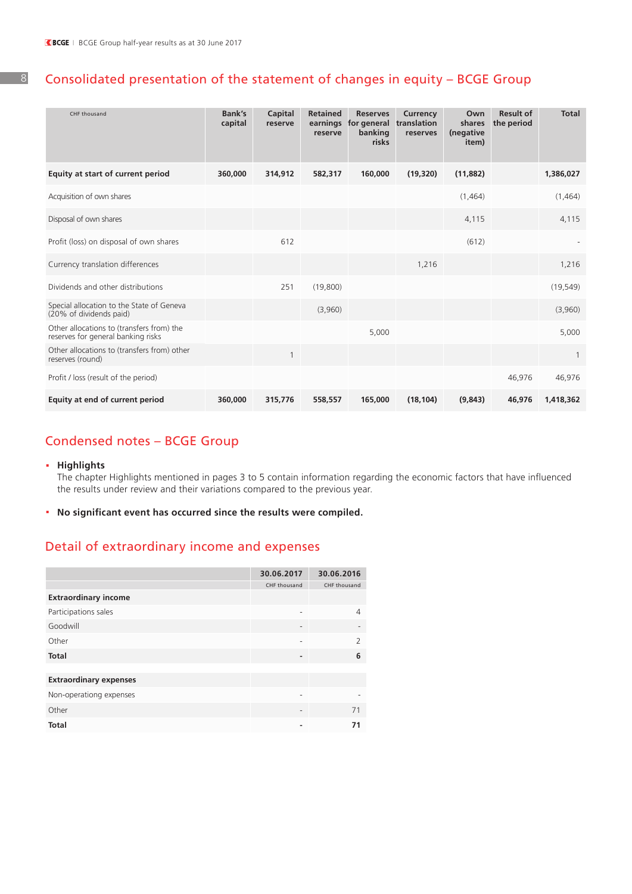## Consolidated presentation of the statement of changes in equity – BCGE Group

| CHF thousand | Bank's capital | Capital reserve | Retained earnings reserve | Reserves for general banking risks | Currency translation reserves | Own shares (negative item) | Result of the period | Total |
|---|---|---|---|---|---|---|---|---|
| **Equity at start of current period** | **360,000** | **314,912** | **582,317** | **160,000** | **(19,320)** | **(11,882)** | | **1,386,027** |
| Acquisition of own shares | | | | | | (1,464) | | (1,464) |
| Disposal of own shares | | | | | | 4,115 | | 4,115 |
| Profit (loss) on disposal of own shares | | 612 | | | | (612) | | - |
| Currency translation differences | | | | | 1,216 | | | 1,216 |
| Dividends and other distributions | | 251 | (19,800) | | | | | (19,549) |
| Special allocation to the State of Geneva (20% of dividends paid) | | | (3,960) | | | | | (3,960) |
| Other allocations to (transfers from) the reserves for general banking risks | | | | 5,000 | | | | 5,000 |
| Other allocations to (transfers from) other reserves (round) | | 1 | | | | | | 1 |
| Profit / loss (result of the period) | | | | | | | 46,976 | 46,976 |
| **Equity at end of current period** | **360,000** | **315,776** | **558,557** | **165,000** | **(18,104)** | **(9,843)** | **46,976** | **1,418,362** |

## Condensed notes – BCGE Group

- **Highlights**
  The chapter Highlights mentioned in pages 3 to 5 contain information regarding the economic factors that have influenced the results under review and their variations compared to the previous year.

- **No significant event has occurred since the results were compiled.**

## Detail of extraordinary income and expenses

| | 30.06.2017 | 30.06.2016 |
|---|---|---|
| | CHF thousand | CHF thousand |
| **Extraordinary income** | | |
| Participations sales | - | 4 |
| Goodwill | - | - |
| Other | - | 2 |
| **Total** | **-** | **6** |
| | | |
| **Extraordinary expenses** | | |
| Non-operationg expenses | - | - |
| Other | - | 71 |
| **Total** | **-** | **71** |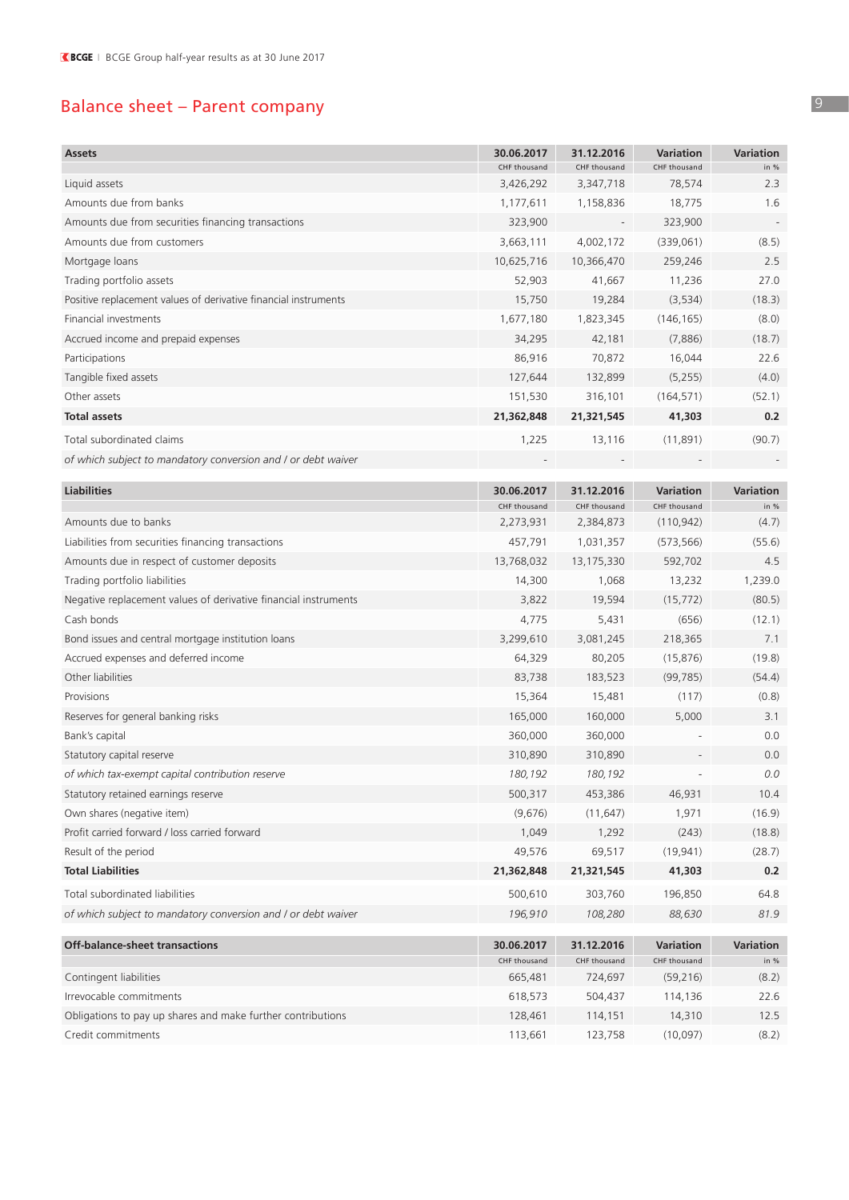# Balance sheet – Parent company

| Assets | 30.06.2017 | 31.12.2016 | Variation | Variation |
|---|---|---|---|---|
| | CHF thousand | CHF thousand | CHF thousand | in % |
| Liquid assets | 3,426,292 | 3,347,718 | 78,574 | 2.3 |
| Amounts due from banks | 1,177,611 | 1,158,836 | 18,775 | 1.6 |
| Amounts due from securities financing transactions | 323,900 | - | 323,900 | - |
| Amounts due from customers | 3,663,111 | 4,002,172 | (339,061) | (8.5) |
| Mortgage loans | 10,625,716 | 10,366,470 | 259,246 | 2.5 |
| Trading portfolio assets | 52,903 | 41,667 | 11,236 | 27.0 |
| Positive replacement values of derivative financial instruments | 15,750 | 19,284 | (3,534) | (18.3) |
| Financial investments | 1,677,180 | 1,823,345 | (146,165) | (8.0) |
| Accrued income and prepaid expenses | 34,295 | 42,181 | (7,886) | (18.7) |
| Participations | 86,916 | 70,872 | 16,044 | 22.6 |
| Tangible fixed assets | 127,644 | 132,899 | (5,255) | (4.0) |
| Other assets | 151,530 | 316,101 | (164,571) | (52.1) |
| **Total assets** | **21,362,848** | **21,321,545** | **41,303** | **0.2** |
| Total subordinated claims | 1,225 | 13,116 | (11,891) | (90.7) |
| *of which subject to mandatory conversion and / or debt waiver* | - | - | - | - |

| Liabilities | 30.06.2017 | 31.12.2016 | Variation | Variation |
|---|---|---|---|---|
| | CHF thousand | CHF thousand | CHF thousand | in % |
| Amounts due to banks | 2,273,931 | 2,384,873 | (110,942) | (4.7) |
| Liabilities from securities financing transactions | 457,791 | 1,031,357 | (573,566) | (55.6) |
| Amounts due in respect of customer deposits | 13,768,032 | 13,175,330 | 592,702 | 4.5 |
| Trading portfolio liabilities | 14,300 | 1,068 | 13,232 | 1,239.0 |
| Negative replacement values of derivative financial instruments | 3,822 | 19,594 | (15,772) | (80.5) |
| Cash bonds | 4,775 | 5,431 | (656) | (12.1) |
| Bond issues and central mortgage institution loans | 3,299,610 | 3,081,245 | 218,365 | 7.1 |
| Accrued expenses and deferred income | 64,329 | 80,205 | (15,876) | (19.8) |
| Other liabilities | 83,738 | 183,523 | (99,785) | (54.4) |
| Provisions | 15,364 | 15,481 | (117) | (0.8) |
| Reserves for general banking risks | 165,000 | 160,000 | 5,000 | 3.1 |
| Bank's capital | 360,000 | 360,000 | - | 0.0 |
| Statutory capital reserve | 310,890 | 310,890 | - | 0.0 |
| *of which tax-exempt capital contribution reserve* | *180,192* | *180,192* | - | *0.0* |
| Statutory retained earnings reserve | 500,317 | 453,386 | 46,931 | 10.4 |
| Own shares (negative item) | (9,676) | (11,647) | 1,971 | (16.9) |
| Profit carried forward / loss carried forward | 1,049 | 1,292 | (243) | (18.8) |
| Result of the period | 49,576 | 69,517 | (19,941) | (28.7) |
| **Total Liabilities** | **21,362,848** | **21,321,545** | **41,303** | **0.2** |
| Total subordinated liabilities | 500,610 | 303,760 | 196,850 | 64.8 |
| *of which subject to mandatory conversion and / or debt waiver* | *196,910* | *108,280* | *88,630* | *81.9* |

| Off-balance-sheet transactions | 30.06.2017 | 31.12.2016 | Variation | Variation |
|---|---|---|---|---|
| | CHF thousand | CHF thousand | CHF thousand | in % |
| Contingent liabilities | 665,481 | 724,697 | (59,216) | (8.2) |
| Irrevocable commitments | 618,573 | 504,437 | 114,136 | 22.6 |
| Obligations to pay up shares and make further contributions | 128,461 | 114,151 | 14,310 | 12.5 |
| Credit commitments | 113,661 | 123,758 | (10,097) | (8.2) |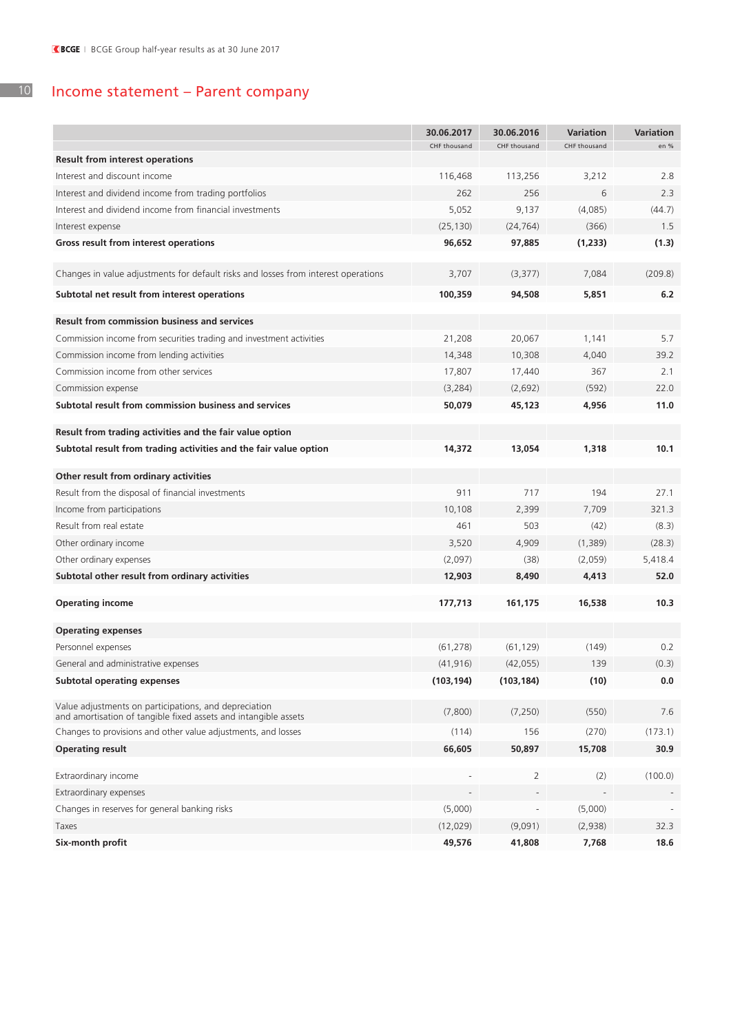# Income statement – Parent company

| | 30.06.2017 | 30.06.2016 | Variation | Variation |
|---|---|---|---|---|
| | CHF thousand | CHF thousand | CHF thousand | en % |
| **Result from interest operations** | | | | |
| Interest and discount income | 116,468 | 113,256 | 3,212 | 2.8 |
| Interest and dividend income from trading portfolios | 262 | 256 | 6 | 2.3 |
| Interest and dividend income from financial investments | 5,052 | 9,137 | (4,085) | (44.7) |
| Interest expense | (25,130) | (24,764) | (366) | 1.5 |
| **Gross result from interest operations** | **96,652** | **97,885** | **(1,233)** | **(1.3)** |
| Changes in value adjustments for default risks and losses from interest operations | 3,707 | (3,377) | 7,084 | (209.8) |
| **Subtotal net result from interest operations** | **100,359** | **94,508** | **5,851** | **6.2** |
| **Result from commission business and services** | | | | |
| Commission income from securities trading and investment activities | 21,208 | 20,067 | 1,141 | 5.7 |
| Commission income from lending activities | 14,348 | 10,308 | 4,040 | 39.2 |
| Commission income from other services | 17,807 | 17,440 | 367 | 2.1 |
| Commission expense | (3,284) | (2,692) | (592) | 22.0 |
| **Subtotal result from commission business and services** | **50,079** | **45,123** | **4,956** | **11.0** |
| **Result from trading activities and the fair value option** | | | | |
| **Subtotal result from trading activities and the fair value option** | **14,372** | **13,054** | **1,318** | **10.1** |
| **Other result from ordinary activities** | | | | |
| Result from the disposal of financial investments | 911 | 717 | 194 | 27.1 |
| Income from participations | 10,108 | 2,399 | 7,709 | 321.3 |
| Result from real estate | 461 | 503 | (42) | (8.3) |
| Other ordinary income | 3,520 | 4,909 | (1,389) | (28.3) |
| Other ordinary expenses | (2,097) | (38) | (2,059) | 5,418.4 |
| **Subtotal other result from ordinary activities** | **12,903** | **8,490** | **4,413** | **52.0** |
| **Operating income** | **177,713** | **161,175** | **16,538** | **10.3** |
| **Operating expenses** | | | | |
| Personnel expenses | (61,278) | (61,129) | (149) | 0.2 |
| General and administrative expenses | (41,916) | (42,055) | 139 | (0.3) |
| **Subtotal operating expenses** | **(103,194)** | **(103,184)** | **(10)** | **0.0** |
| Value adjustments on participations, and depreciation and amortisation of tangible fixed assets and intangible assets | (7,800) | (7,250) | (550) | 7.6 |
| Changes to provisions and other value adjustments, and losses | (114) | 156 | (270) | (173.1) |
| **Operating result** | **66,605** | **50,897** | **15,708** | **30.9** |
| Extraordinary income | - | 2 | (2) | (100.0) |
| Extraordinary expenses | - | - | - | - |
| Changes in reserves for general banking risks | (5,000) | - | (5,000) | - |
| Taxes | (12,029) | (9,091) | (2,938) | 32.3 |
| **Six-month profit** | **49,576** | **41,808** | **7,768** | **18.6** |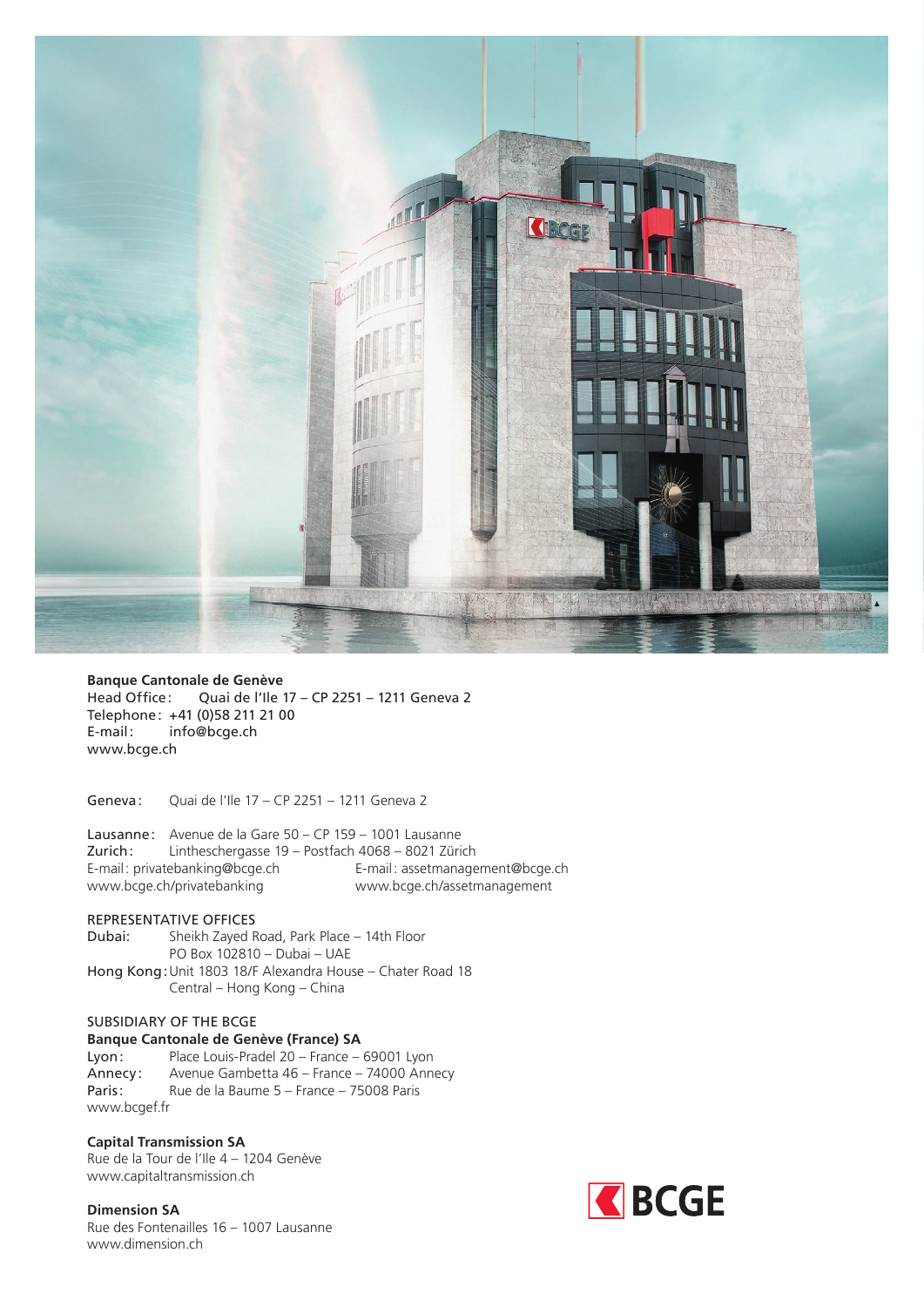**Banque Cantonale de Genève**
Head Office: Quai de l'Ile 17 – CP 2251 – 1211 Geneva 2
Telephone: +41 (0)58 211 21 00
E-mail: info@bcge.ch
www.bcge.ch

Geneva: Quai de l'Ile 17 – CP 2251 – 1211 Geneva 2

Lausanne: Avenue de la Gare 50 – CP 159 – 1001 Lausanne
Zurich: Lintheschergasse 19 – Postfach 4068 – 8021 Zürich

E-mail: privatebanking@bcge.ch
www.bcge.ch/privatebanking

E-mail: assetmanagement@bcge.ch
www.bcge.ch/assetmanagement

REPRESENTATIVE OFFICES
Dubai: Sheikh Zayed Road, Park Place – 14th Floor
PO Box 102810 – Dubai – UAE
Hong Kong: Unit 1803 18/F Alexandra House – Chater Road 18
Central – Hong Kong – China

SUBSIDIARY OF THE BCGE
**Banque Cantonale de Genève (France) SA**
Lyon: Place Louis-Pradel 20 – France – 69001 Lyon
Annecy: Avenue Gambetta 46 – France – 74000 Annecy
Paris: Rue de la Baume 5 – France – 75008 Paris
www.bcgef.fr

**Capital Transmission SA**
Rue de la Tour de l'Ile 4 – 1204 Genève
www.capitaltransmission.ch

**Dimension SA**
Rue des Fontenailles 16 – 1007 Lausanne
www.dimension.ch

BCGE